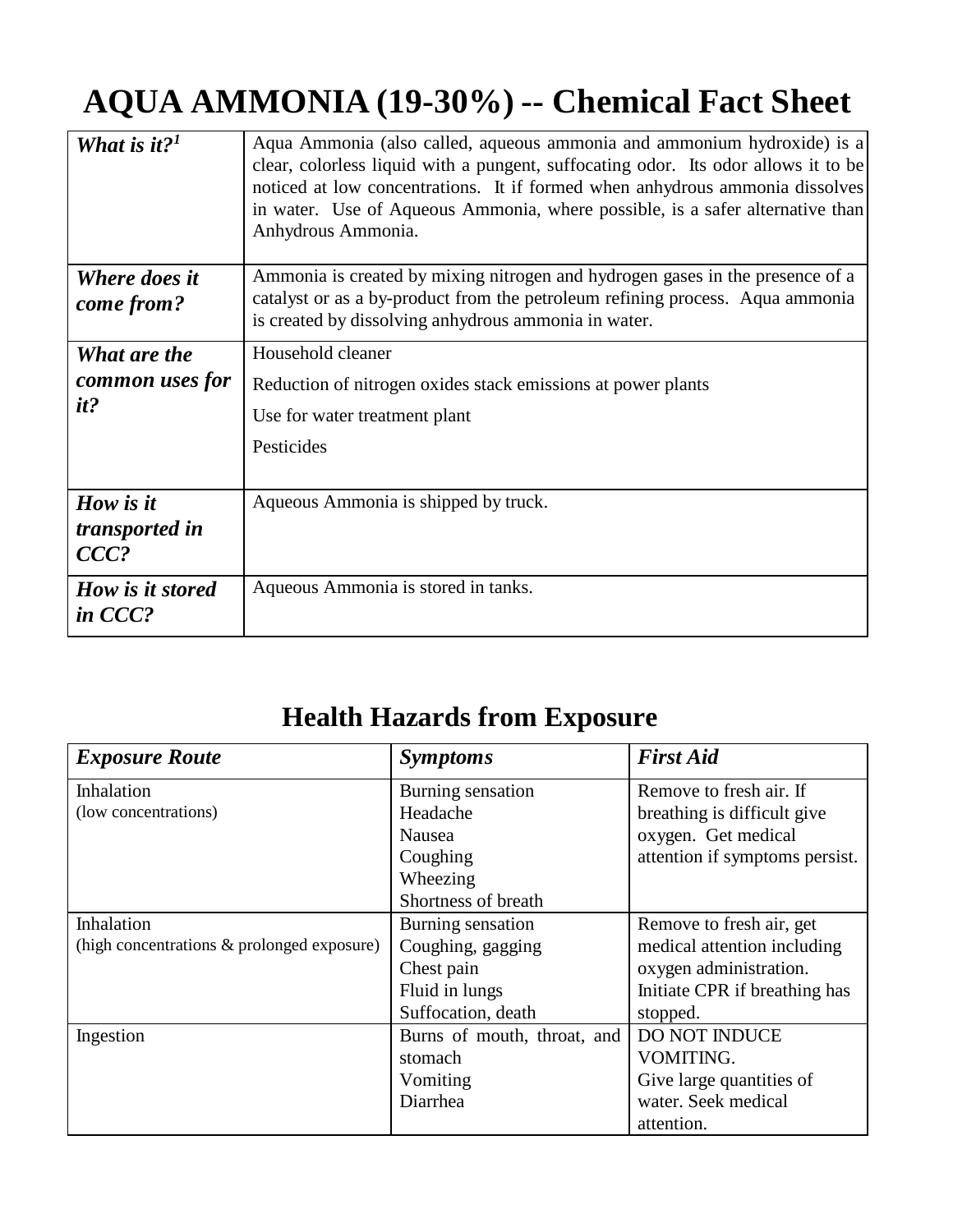# AQUA AMMONIA (19-30%) -- Chemical Fact Sheet

| | |
|---|---|
| ***What is it?***[1] | Aqua Ammonia (also called, aqueous ammonia and ammonium hydroxide) is a clear, colorless liquid with a pungent, suffocating odor. Its odor allows it to be noticed at low concentrations. It if formed when anhydrous ammonia dissolves in water. Use of Aqueous Ammonia, where possible, is a safer alternative than Anhydrous Ammonia. |
| ***Where does it come from?*** | Ammonia is created by mixing nitrogen and hydrogen gases in the presence of a catalyst or as a by-product from the petroleum refining process. Aqua ammonia is created by dissolving anhydrous ammonia in water. |
| ***What are the common uses for it?*** | Household cleaner<br>Reduction of nitrogen oxides stack emissions at power plants<br>Use for water treatment plant<br>Pesticides |
| ***How is it transported in CCC?*** | Aqueous Ammonia is shipped by truck. |
| ***How is it stored in CCC?*** | Aqueous Ammonia is stored in tanks. |

## Health Hazards from Exposure

| *Exposure Route* | *Symptoms* | *First Aid* |
|---|---|---|
| Inhalation<br>(low concentrations) | Burning sensation<br>Headache<br>Nausea<br>Coughing<br>Wheezing<br>Shortness of breath | Remove to fresh air. If breathing is difficult give oxygen. Get medical attention if symptoms persist. |
| Inhalation<br>(high concentrations & prolonged exposure) | Burning sensation<br>Coughing, gagging<br>Chest pain<br>Fluid in lungs<br>Suffocation, death | Remove to fresh air, get medical attention including oxygen administration. Initiate CPR if breathing has stopped. |
| Ingestion | Burns of mouth, throat, and stomach<br>Vomiting<br>Diarrhea | DO NOT INDUCE VOMITING.<br>Give large quantities of water. Seek medical attention. |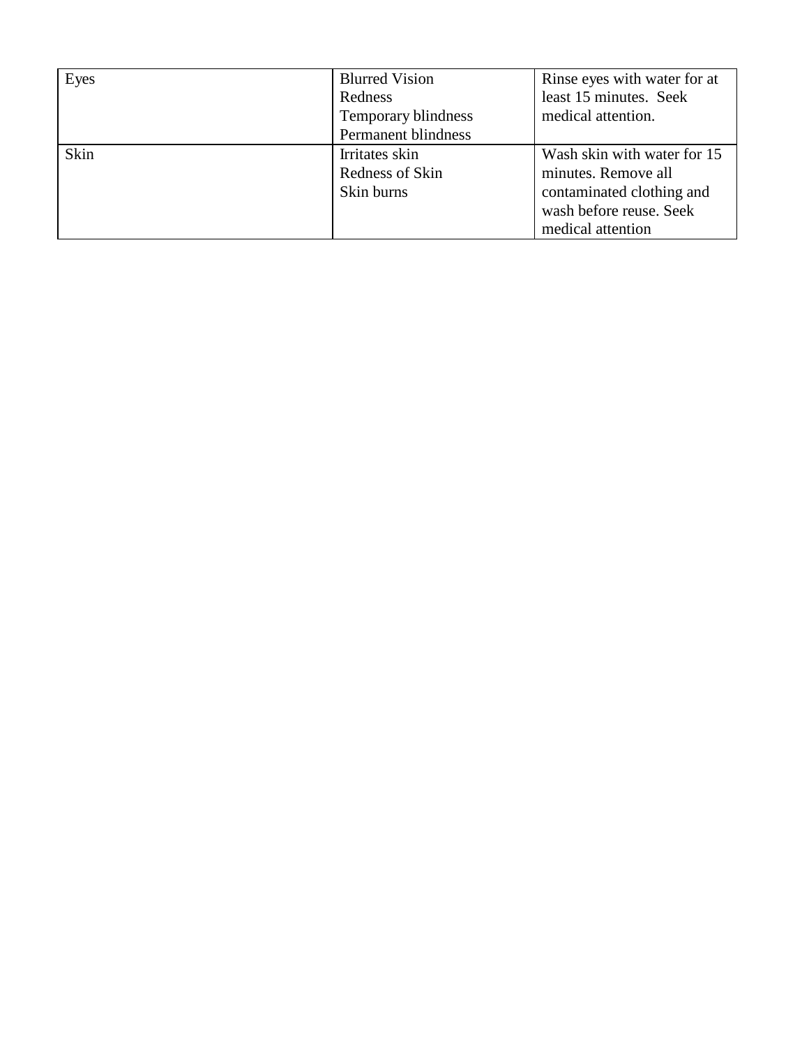| Eyes | Blurred Vision<br>Redness<br>Temporary blindness<br>Permanent blindness | Rinse eyes with water for at least 15 minutes. Seek medical attention. |
|---|---|---|
| Skin | Irritates skin<br>Redness of Skin<br>Skin burns | Wash skin with water for 15 minutes. Remove all contaminated clothing and wash before reuse. Seek medical attention |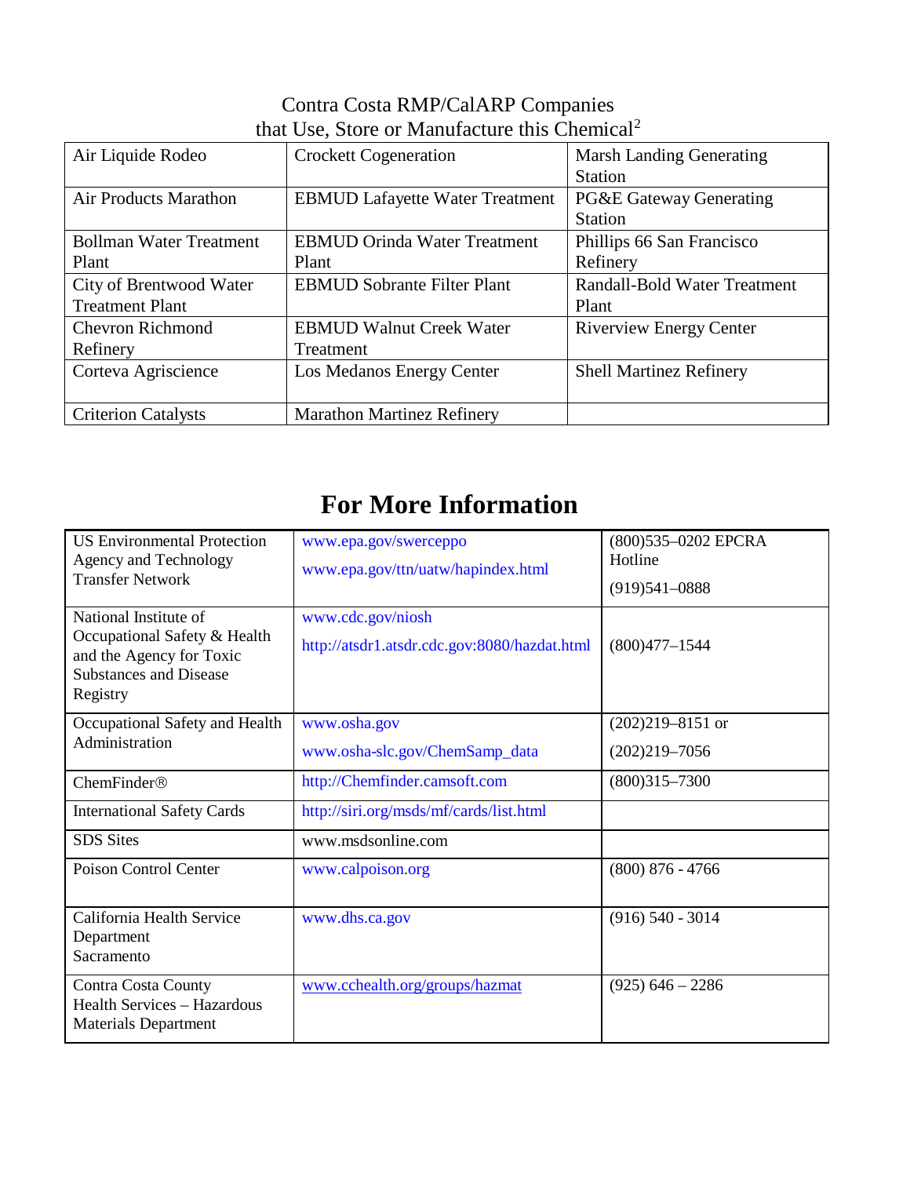Contra Costa RMP/CalARP Companies
that Use, Store or Manufacture this Chemical[2]

| | | |
|---|---|---|
| Air Liquide Rodeo | Crockett Cogeneration | Marsh Landing Generating Station |
| Air Products Marathon | EBMUD Lafayette Water Treatment | PG&E Gateway Generating Station |
| Bollman Water Treatment Plant | EBMUD Orinda Water Treatment Plant | Phillips 66 San Francisco Refinery |
| City of Brentwood Water Treatment Plant | EBMUD Sobrante Filter Plant | Randall-Bold Water Treatment Plant |
| Chevron Richmond Refinery | EBMUD Walnut Creek Water Treatment | Riverview Energy Center |
| Corteva Agriscience | Los Medanos Energy Center | Shell Martinez Refinery |
| Criterion Catalysts | Marathon Martinez Refinery | |

# For More Information

| | | |
|---|---|---|
| US Environmental Protection Agency and Technology Transfer Network | www.epa.gov/swerceppo<br>www.epa.gov/ttn/uatw/hapindex.html | (800)535–0202 EPCRA Hotline<br>(919)541–0888 |
| National Institute of Occupational Safety & Health and the Agency for Toxic Substances and Disease Registry | www.cdc.gov/niosh<br>http://atsdr1.atsdr.cdc.gov:8080/hazdat.html | (800)477–1544 |
| Occupational Safety and Health Administration | www.osha.gov<br>www.osha-slc.gov/ChemSamp_data | (202)219–8151 or<br>(202)219–7056 |
| ChemFinder® | http://Chemfinder.camsoft.com | (800)315–7300 |
| International Safety Cards | http://siri.org/msds/mf/cards/list.html | |
| SDS Sites | www.msdsonline.com | |
| Poison Control Center | www.calpoison.org | (800) 876 - 4766 |
| California Health Service Department Sacramento | www.dhs.ca.gov | (916) 540 - 3014 |
| Contra Costa County Health Services – Hazardous Materials Department | www.cchealth.org/groups/hazmat | (925) 646 – 2286 |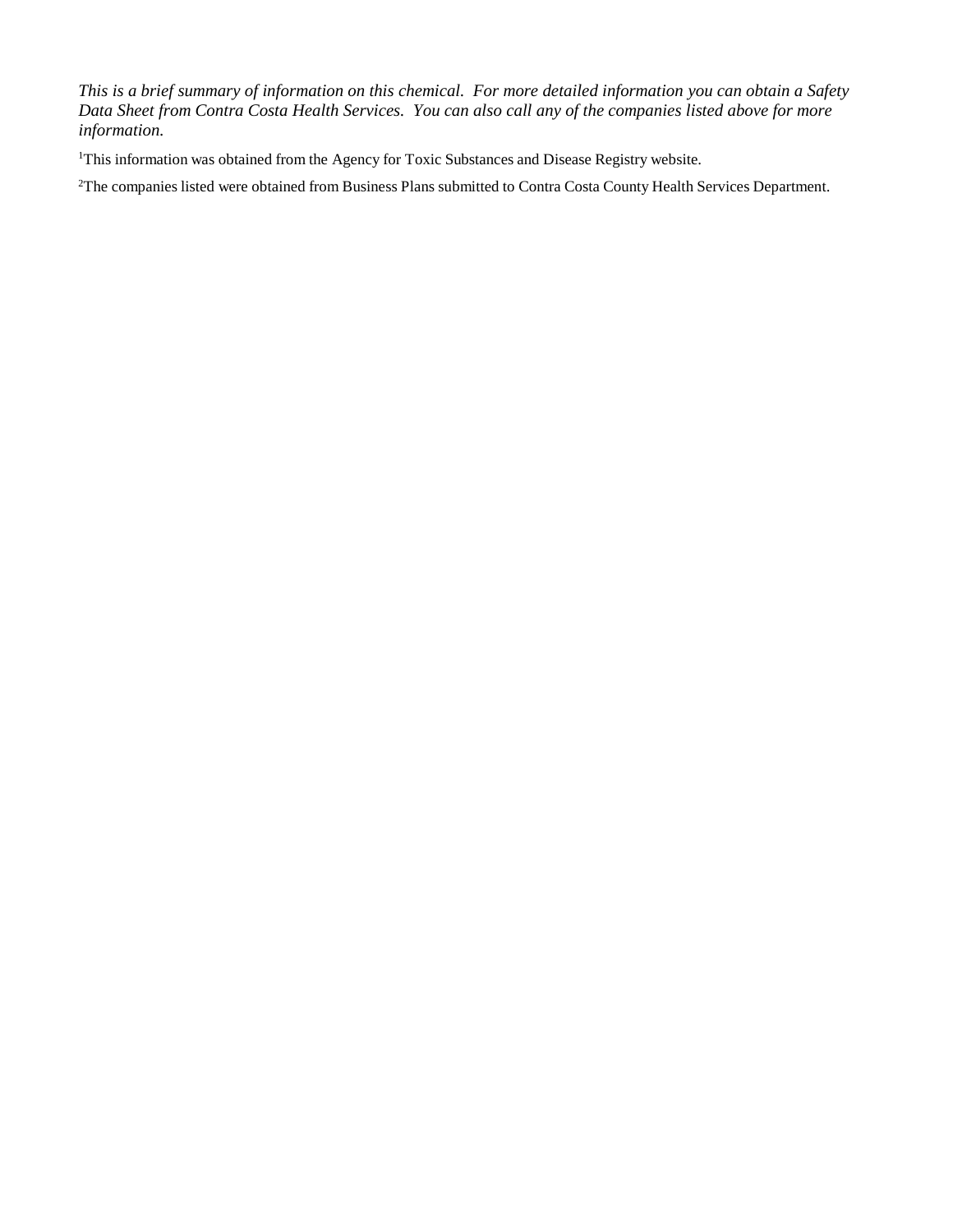*This is a brief summary of information on this chemical. For more detailed information you can obtain a Safety Data Sheet from Contra Costa Health Services. You can also call any of the companies listed above for more information.*

[1]This information was obtained from the Agency for Toxic Substances and Disease Registry website.

[2]The companies listed were obtained from Business Plans submitted to Contra Costa County Health Services Department.